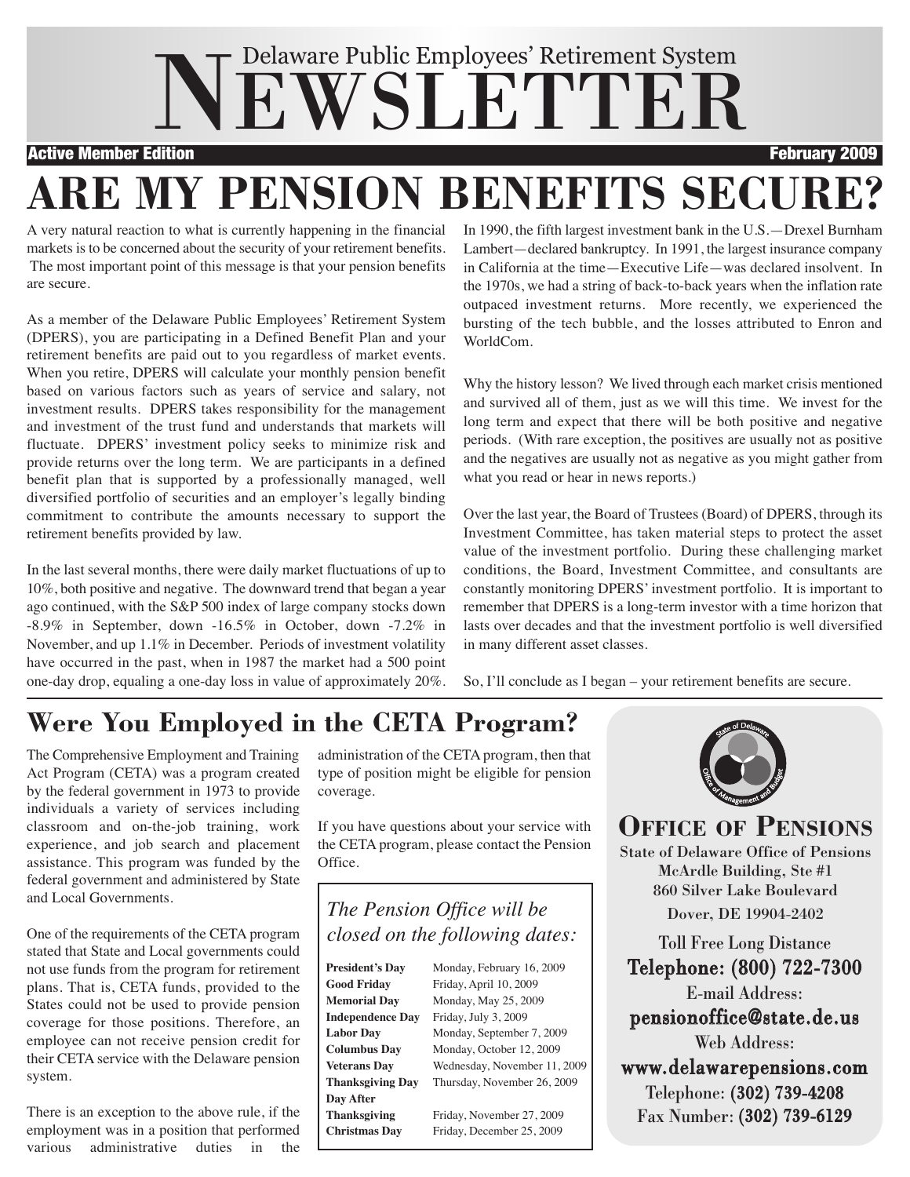# Delaware Public Employees' Retirement System NEWSLETTER

**Active Member Edition** **February 2009**

# ARE MY PENSION BENEFITS SECURE?

A very natural reaction to what is currently happening in the financial markets is to be concerned about the security of your retirement benefits. The most important point of this message is that your pension benefits are secure.

As a member of the Delaware Public Employees' Retirement System (DPERS), you are participating in a Defined Benefit Plan and your retirement benefits are paid out to you regardless of market events. When you retire, DPERS will calculate your monthly pension benefit based on various factors such as years of service and salary, not investment results. DPERS takes responsibility for the management and investment of the trust fund and understands that markets will fluctuate. DPERS' investment policy seeks to minimize risk and provide returns over the long term. We are participants in a defined benefit plan that is supported by a professionally managed, well diversified portfolio of securities and an employer's legally binding commitment to contribute the amounts necessary to support the retirement benefits provided by law.

In the last several months, there were daily market fluctuations of up to 10%, both positive and negative. The downward trend that began a year ago continued, with the S&P 500 index of large company stocks down -8.9% in September, down -16.5% in October, down -7.2% in November, and up 1.1% in December. Periods of investment volatility have occurred in the past, when in 1987 the market had a 500 point one-day drop, equaling a one-day loss in value of approximately 20%. In 1990, the fifth largest investment bank in the U.S.—Drexel Burnham Lambert—declared bankruptcy. In 1991, the largest insurance company in California at the time—Executive Life—was declared insolvent. In the 1970s, we had a string of back-to-back years when the inflation rate outpaced investment returns. More recently, we experienced the bursting of the tech bubble, and the losses attributed to Enron and WorldCom.

Why the history lesson? We lived through each market crisis mentioned and survived all of them, just as we will this time. We invest for the long term and expect that there will be both positive and negative periods. (With rare exception, the positives are usually not as positive and the negatives are usually not as negative as you might gather from what you read or hear in news reports.)

Over the last year, the Board of Trustees (Board) of DPERS, through its Investment Committee, has taken material steps to protect the asset value of the investment portfolio. During these challenging market conditions, the Board, Investment Committee, and consultants are constantly monitoring DPERS' investment portfolio. It is important to remember that DPERS is a long-term investor with a time horizon that lasts over decades and that the investment portfolio is well diversified in many different asset classes.

So, I'll conclude as I began – your retirement benefits are secure.

## Were You Employed in the CETA Program?

The Comprehensive Employment and Training Act Program (CETA) was a program created by the federal government in 1973 to provide individuals a variety of services including classroom and on-the-job training, work experience, and job search and placement assistance. This program was funded by the federal government and administered by State and Local Governments.

One of the requirements of the CETA program stated that State and Local governments could not use funds from the program for retirement plans. That is, CETA funds, provided to the States could not be used to provide pension coverage for those positions. Therefore, an employee can not receive pension credit for their CETA service with the Delaware pension system.

There is an exception to the above rule, if the employment was in a position that performed various administrative duties in the administration of the CETA program, then that type of position might be eligible for pension coverage.

If you have questions about your service with the CETA program, please contact the Pension Office.

*The Pension Office will be closed on the following dates:*

| | |
|---|---|
| **President's Day** | Monday, February 16, 2009 |
| **Good Friday** | Friday, April 10, 2009 |
| **Memorial Day** | Monday, May 25, 2009 |
| **Independence Day** | Friday, July 3, 2009 |
| **Labor Day** | Monday, September 7, 2009 |
| **Columbus Day** | Monday, October 12, 2009 |
| **Veterans Day** | Wednesday, November 11, 2009 |
| **Thanksgiving Day** | Thursday, November 26, 2009 |
| **Day After Thanksgiving** | Friday, November 27, 2009 |
| **Christmas Day** | Friday, December 25, 2009 |

**OFFICE OF PENSIONS**

State of Delaware Office of Pensions
McArdle Building, Ste #1
860 Silver Lake Boulevard
Dover, DE 19904-2402

Toll Free Long Distance
Telephone: (800) 722-7300
E-mail Address:
pensionoffice@state.de.us
Web Address:
www.delawarepensions.com
Telephone: (302) 739-4208
Fax Number: (302) 739-6129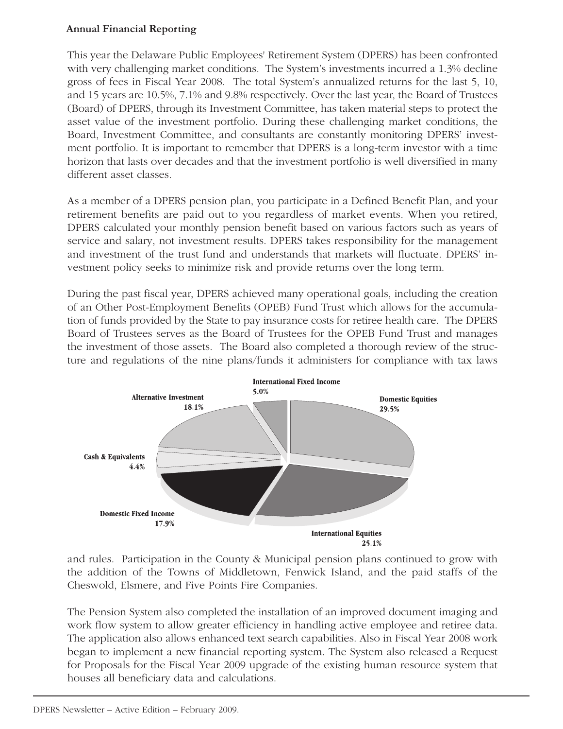**Annual Financial Reporting**

This year the Delaware Public Employees' Retirement System (DPERS) has been confronted with very challenging market conditions. The System's investments incurred a 1.3% decline gross of fees in Fiscal Year 2008. The total System's annualized returns for the last 5, 10, and 15 years are 10.5%, 7.1% and 9.8% respectively. Over the last year, the Board of Trustees (Board) of DPERS, through its Investment Committee, has taken material steps to protect the asset value of the investment portfolio. During these challenging market conditions, the Board, Investment Committee, and consultants are constantly monitoring DPERS' investment portfolio. It is important to remember that DPERS is a long-term investor with a time horizon that lasts over decades and that the investment portfolio is well diversified in many different asset classes.

As a member of a DPERS pension plan, you participate in a Defined Benefit Plan, and your retirement benefits are paid out to you regardless of market events. When you retired, DPERS calculated your monthly pension benefit based on various factors such as years of service and salary, not investment results. DPERS takes responsibility for the management and investment of the trust fund and understands that markets will fluctuate. DPERS' investment policy seeks to minimize risk and provide returns over the long term.

During the past fiscal year, DPERS achieved many operational goals, including the creation of an Other Post-Employment Benefits (OPEB) Fund Trust which allows for the accumulation of funds provided by the State to pay insurance costs for retiree health care. The DPERS Board of Trustees serves as the Board of Trustees for the OPEB Fund Trust and manages the investment of those assets. The Board also completed a thorough review of the structure and regulations of the nine plans/funds it administers for compliance with tax laws and rules. Participation in the County & Municipal pension plans continued to grow with the addition of the Towns of Middletown, Fenwick Island, and the paid staffs of the Cheswold, Elsmere, and Five Points Fire Companies.

| Asset Class | Allocation |
| --- | --- |
| Domestic Equities | 29.5% |
| International Equities | 25.1% |
| Domestic Fixed Income | 17.9% |
| Cash & Equivalents | 4.4% |
| Alternative Investment | 18.1% |
| International Fixed Income | 5.0% |

The Pension System also completed the installation of an improved document imaging and work flow system to allow greater efficiency in handling active employee and retiree data. The application also allows enhanced text search capabilities. Also in Fiscal Year 2008 work began to implement a new financial reporting system. The System also released a Request for Proposals for the Fiscal Year 2009 upgrade of the existing human resource system that houses all beneficiary data and calculations.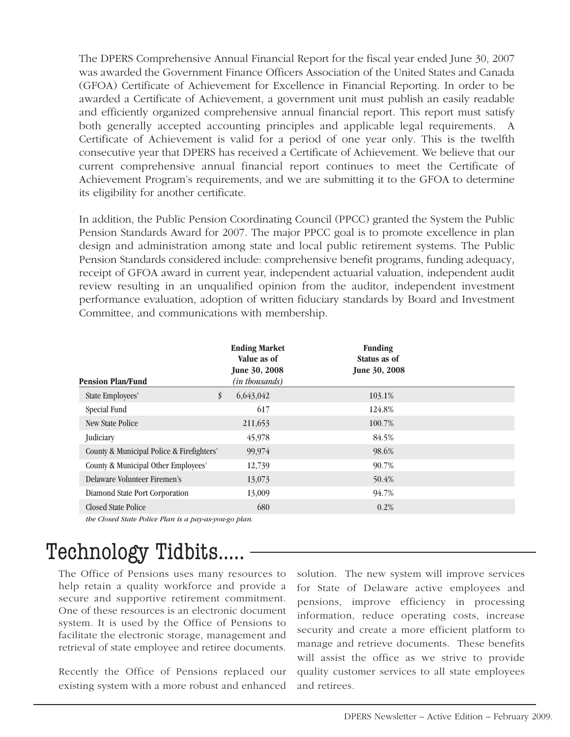The DPERS Comprehensive Annual Financial Report for the fiscal year ended June 30, 2007 was awarded the Government Finance Officers Association of the United States and Canada (GFOA) Certificate of Achievement for Excellence in Financial Reporting. In order to be awarded a Certificate of Achievement, a government unit must publish an easily readable and efficiently organized comprehensive annual financial report. This report must satisfy both generally accepted accounting principles and applicable legal requirements. A Certificate of Achievement is valid for a period of one year only. This is the twelfth consecutive year that DPERS has received a Certificate of Achievement. We believe that our current comprehensive annual financial report continues to meet the Certificate of Achievement Program's requirements, and we are submitting it to the GFOA to determine its eligibility for another certificate.

In addition, the Public Pension Coordinating Council (PPCC) granted the System the Public Pension Standards Award for 2007. The major PPCC goal is to promote excellence in plan design and administration among state and local public retirement systems. The Public Pension Standards considered include: comprehensive benefit programs, funding adequacy, receipt of GFOA award in current year, independent actuarial valuation, independent audit review resulting in an unqualified opinion from the auditor, independent investment performance evaluation, adoption of written fiduciary standards by Board and Investment Committee, and communications with membership.

| Pension Plan/Fund | Ending Market Value as of June 30, 2008 *(in thousands)* | Funding Status as of June 30, 2008 |
|---|---|---|
| State Employees' | $ 6,643,042 | 103.1% |
| Special Fund | 617 | 124.8% |
| New State Police | 211,653 | 100.7% |
| Judiciary | 45,978 | 84.5% |
| County & Municipal Police & Firefighters' | 99,974 | 98.6% |
| County & Municipal Other Employees' | 12,739 | 90.7% |
| Delaware Volunteer Firemen's | 13,073 | 50.4% |
| Diamond State Port Corporation | 13,009 | 94.7% |
| Closed State Police | 680 | 0.2% |

*the Closed State Police Plan is a pay-as-you-go plan.*

# Technology Tidbits.....

The Office of Pensions uses many resources to help retain a quality workforce and provide a secure and supportive retirement commitment. One of these resources is an electronic document system. It is used by the Office of Pensions to facilitate the electronic storage, management and retrieval of state employee and retiree documents.

Recently the Office of Pensions replaced our existing system with a more robust and enhanced solution. The new system will improve services for State of Delaware active employees and pensions, improve efficiency in processing information, reduce operating costs, increase security and create a more efficient platform to manage and retrieve documents. These benefits will assist the office as we strive to provide quality customer services to all state employees and retirees.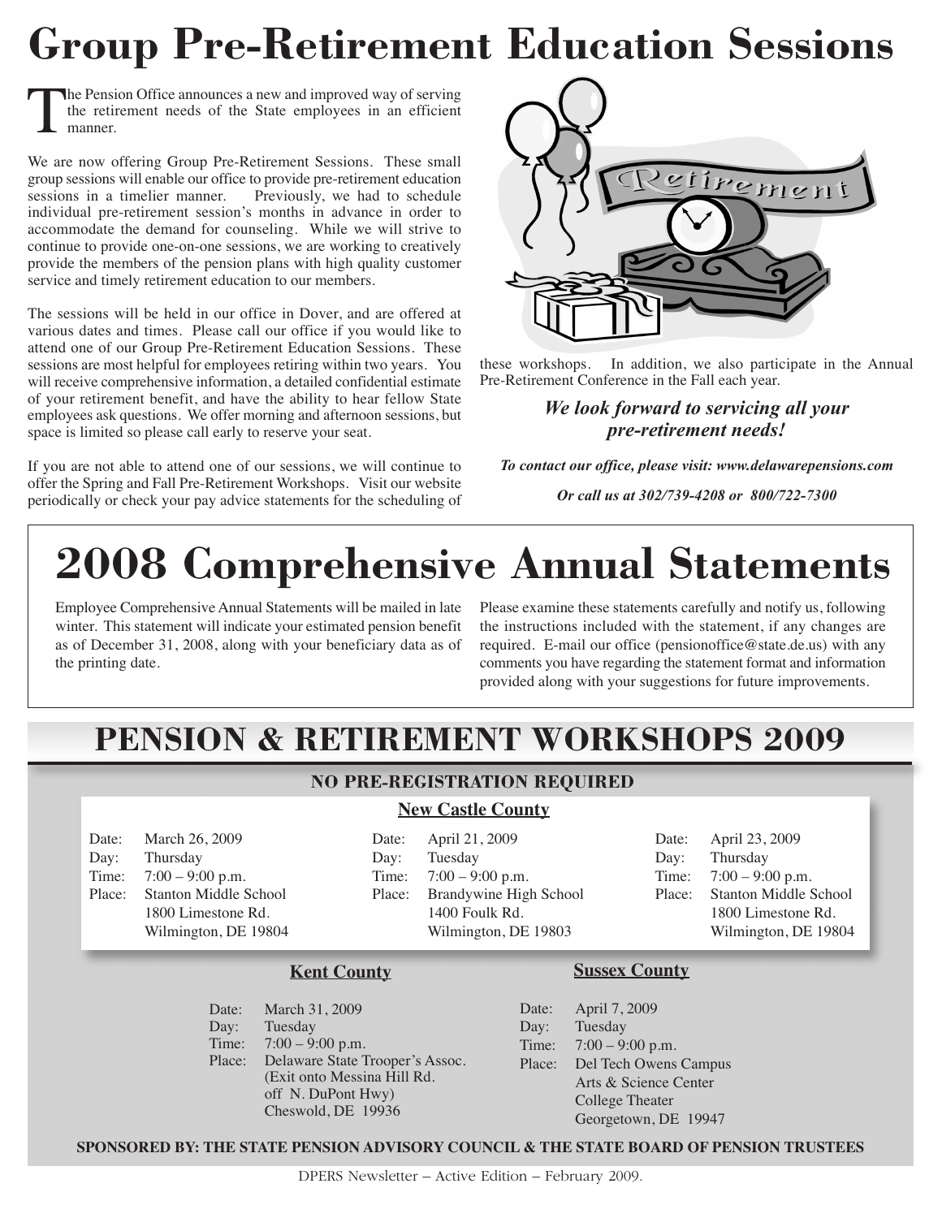# Group Pre-Retirement Education Sessions

The Pension Office announces a new and improved way of serving the retirement needs of the State employees in an efficient manner.

We are now offering Group Pre-Retirement Sessions. These small group sessions will enable our office to provide pre-retirement education sessions in a timelier manner. Previously, we had to schedule individual pre-retirement session's months in advance in order to accommodate the demand for counseling. While we will strive to continue to provide one-on-one sessions, we are working to creatively provide the members of the pension plans with high quality customer service and timely retirement education to our members.

The sessions will be held in our office in Dover, and are offered at various dates and times. Please call our office if you would like to attend one of our Group Pre-Retirement Education Sessions. These sessions are most helpful for employees retiring within two years. You will receive comprehensive information, a detailed confidential estimate of your retirement benefit, and have the ability to hear fellow State employees ask questions. We offer morning and afternoon sessions, but space is limited so please call early to reserve your seat.

If you are not able to attend one of our sessions, we will continue to offer the Spring and Fall Pre-Retirement Workshops. Visit our website periodically or check your pay advice statements for the scheduling of these workshops. In addition, we also participate in the Annual Pre-Retirement Conference in the Fall each year.

***We look forward to servicing all your pre-retirement needs!***

***To contact our office, please visit: www.delawarepensions.com***

***Or call us at 302/739-4208 or 800/722-7300***

# 2008 Comprehensive Annual Statements

Employee Comprehensive Annual Statements will be mailed in late winter. This statement will indicate your estimated pension benefit as of December 31, 2008, along with your beneficiary data as of the printing date.

Please examine these statements carefully and notify us, following the instructions included with the statement, if any changes are required. E-mail our office (pensionoffice@state.de.us) with any comments you have regarding the statement format and information provided along with your suggestions for future improvements.

# PENSION & RETIREMENT WORKSHOPS 2009

**NO PRE-REGISTRATION REQUIRED**

## New Castle County

Date: March 26, 2009
Day: Thursday
Time: 7:00 – 9:00 p.m.
Place: Stanton Middle School
1800 Limestone Rd.
Wilmington, DE 19804

Date: April 21, 2009
Day: Tuesday
Time: 7:00 – 9:00 p.m.
Place: Brandywine High School
1400 Foulk Rd.
Wilmington, DE 19803

Date: April 23, 2009
Day: Thursday
Time: 7:00 – 9:00 p.m.
Place: Stanton Middle School
1800 Limestone Rd.
Wilmington, DE 19804

## Kent County

Date: March 31, 2009
Day: Tuesday
Time: 7:00 – 9:00 p.m.
Place: Delaware State Trooper's Assoc.
(Exit onto Messina Hill Rd.
off N. DuPont Hwy)
Cheswold, DE 19936

## Sussex County

Date: April 7, 2009
Day: Tuesday
Time: 7:00 – 9:00 p.m.
Place: Del Tech Owens Campus
Arts & Science Center
College Theater
Georgetown, DE 19947

**SPONSORED BY: THE STATE PENSION ADVISORY COUNCIL & THE STATE BOARD OF PENSION TRUSTEES**